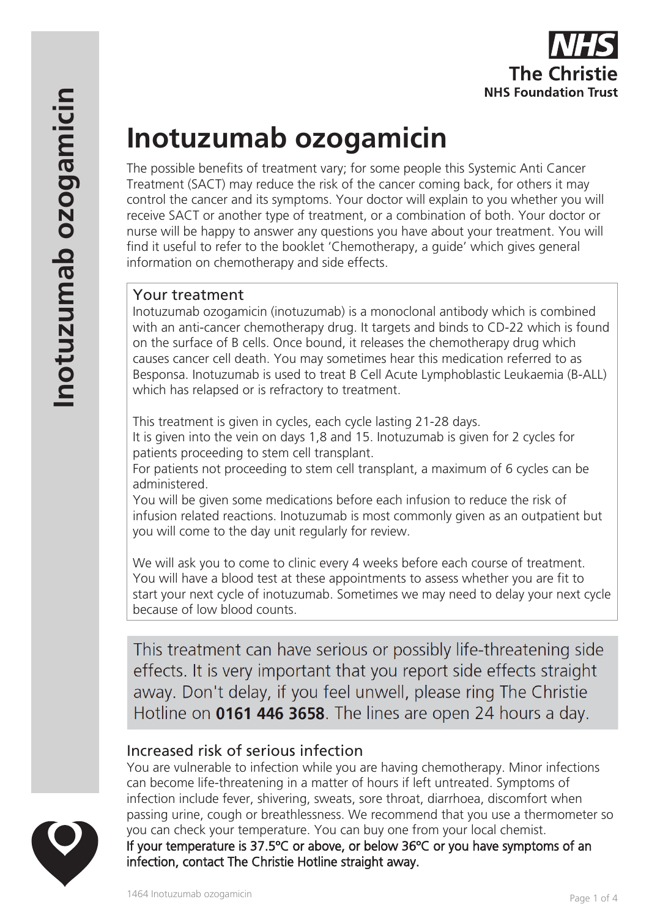# Inotuzumab ozogamicin

The possible benefits of treatment vary; for some people this Systemic Anti Cancer Treatment (SACT) may reduce the risk of the cancer coming back, for others it may control the cancer and its symptoms. Your doctor will explain to you whether you will receive SACT or another type of treatment, or a combination of both. Your doctor or nurse will be happy to answer any questions you have about your treatment. You will find it useful to refer to the booklet 'Chemotherapy, a guide' which gives general information on chemotherapy and side effects.

## Your treatment

Inotuzumab ozogamicin (inotuzumab) is a monoclonal antibody which is combined with an anti-cancer chemotherapy drug. It targets and binds to CD-22 which is found on the surface of B cells. Once bound, it releases the chemotherapy drug which causes cancer cell death. You may sometimes hear this medication referred to as Besponsa. Inotuzumab is used to treat B Cell Acute Lymphoblastic Leukaemia (B-ALL) which has relapsed or is refractory to treatment.

This treatment is given in cycles, each cycle lasting 21-28 days.
It is given into the vein on days 1,8 and 15. Inotuzumab is given for 2 cycles for patients proceeding to stem cell transplant.
For patients not proceeding to stem cell transplant, a maximum of 6 cycles can be administered.
You will be given some medications before each infusion to reduce the risk of infusion related reactions. Inotuzumab is most commonly given as an outpatient but you will come to the day unit regularly for review.

We will ask you to come to clinic every 4 weeks before each course of treatment. You will have a blood test at these appointments to assess whether you are fit to start your next cycle of inotuzumab. Sometimes we may need to delay your next cycle because of low blood counts.

This treatment can have serious or possibly life-threatening side effects. It is very important that you report side effects straight away. Don't delay, if you feel unwell, please ring The Christie Hotline on **0161 446 3658**. The lines are open 24 hours a day.

## Increased risk of serious infection

You are vulnerable to infection while you are having chemotherapy. Minor infections can become life-threatening in a matter of hours if left untreated. Symptoms of infection include fever, shivering, sweats, sore throat, diarrhoea, discomfort when passing urine, cough or breathlessness. We recommend that you use a thermometer so you can check your temperature. You can buy one from your local chemist.
**If your temperature is 37.5ºC or above, or below 36ºC or you have symptoms of an infection, contact The Christie Hotline straight away.**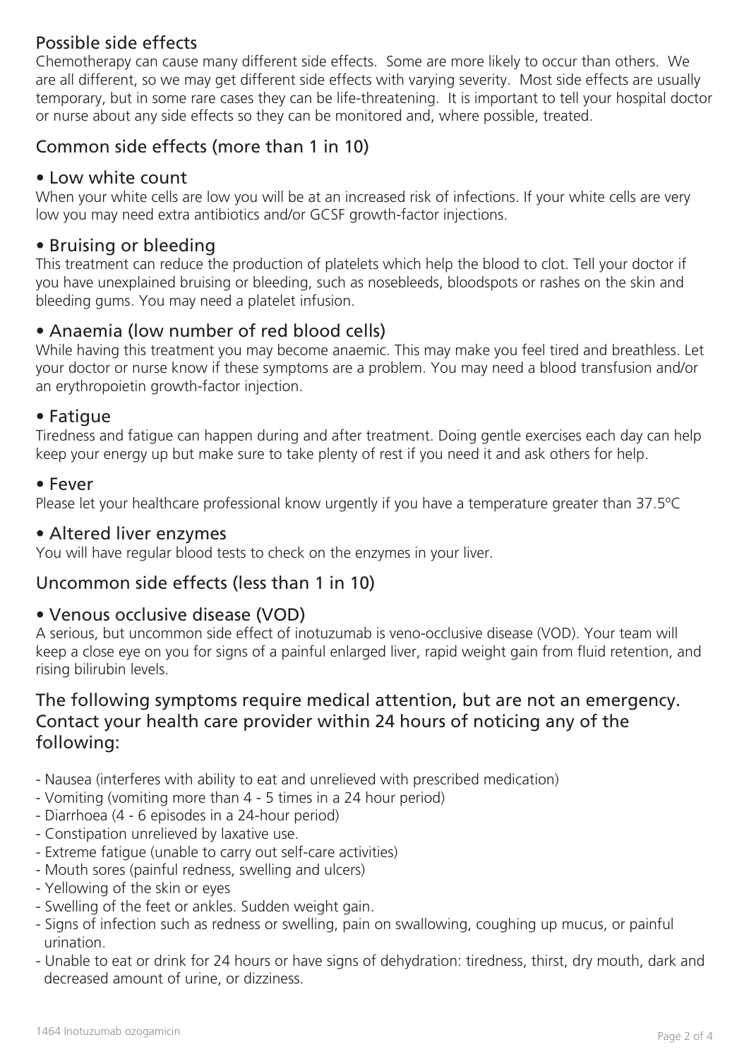## Possible side effects

Chemotherapy can cause many different side effects. Some are more likely to occur than others. We are all different, so we may get different side effects with varying severity. Most side effects are usually temporary, but in some rare cases they can be life-threatening. It is important to tell your hospital doctor or nurse about any side effects so they can be monitored and, where possible, treated.

## Common side effects (more than 1 in 10)

### • Low white count

When your white cells are low you will be at an increased risk of infections. If your white cells are very low you may need extra antibiotics and/or GCSF growth-factor injections.

### • Bruising or bleeding

This treatment can reduce the production of platelets which help the blood to clot. Tell your doctor if you have unexplained bruising or bleeding, such as nosebleeds, bloodspots or rashes on the skin and bleeding gums. You may need a platelet infusion.

### • Anaemia (low number of red blood cells)

While having this treatment you may become anaemic. This may make you feel tired and breathless. Let your doctor or nurse know if these symptoms are a problem. You may need a blood transfusion and/or an erythropoietin growth-factor injection.

### • Fatigue

Tiredness and fatigue can happen during and after treatment. Doing gentle exercises each day can help keep your energy up but make sure to take plenty of rest if you need it and ask others for help.

### • Fever

Please let your healthcare professional know urgently if you have a temperature greater than 37.5ºC

### • Altered liver enzymes

You will have regular blood tests to check on the enzymes in your liver.

## Uncommon side effects (less than 1 in 10)

### • Venous occlusive disease (VOD)

A serious, but uncommon side effect of inotuzumab is veno-occlusive disease (VOD). Your team will keep a close eye on you for signs of a painful enlarged liver, rapid weight gain from fluid retention, and rising bilirubin levels.

## The following symptoms require medical attention, but are not an emergency. Contact your health care provider within 24 hours of noticing any of the following:

- Nausea (interferes with ability to eat and unrelieved with prescribed medication)
- Vomiting (vomiting more than 4 - 5 times in a 24 hour period)
- Diarrhoea (4 - 6 episodes in a 24-hour period)
- Constipation unrelieved by laxative use.
- Extreme fatigue (unable to carry out self-care activities)
- Mouth sores (painful redness, swelling and ulcers)
- Yellowing of the skin or eyes
- Swelling of the feet or ankles. Sudden weight gain.
- Signs of infection such as redness or swelling, pain on swallowing, coughing up mucus, or painful urination.
- Unable to eat or drink for 24 hours or have signs of dehydration: tiredness, thirst, dry mouth, dark and decreased amount of urine, or dizziness.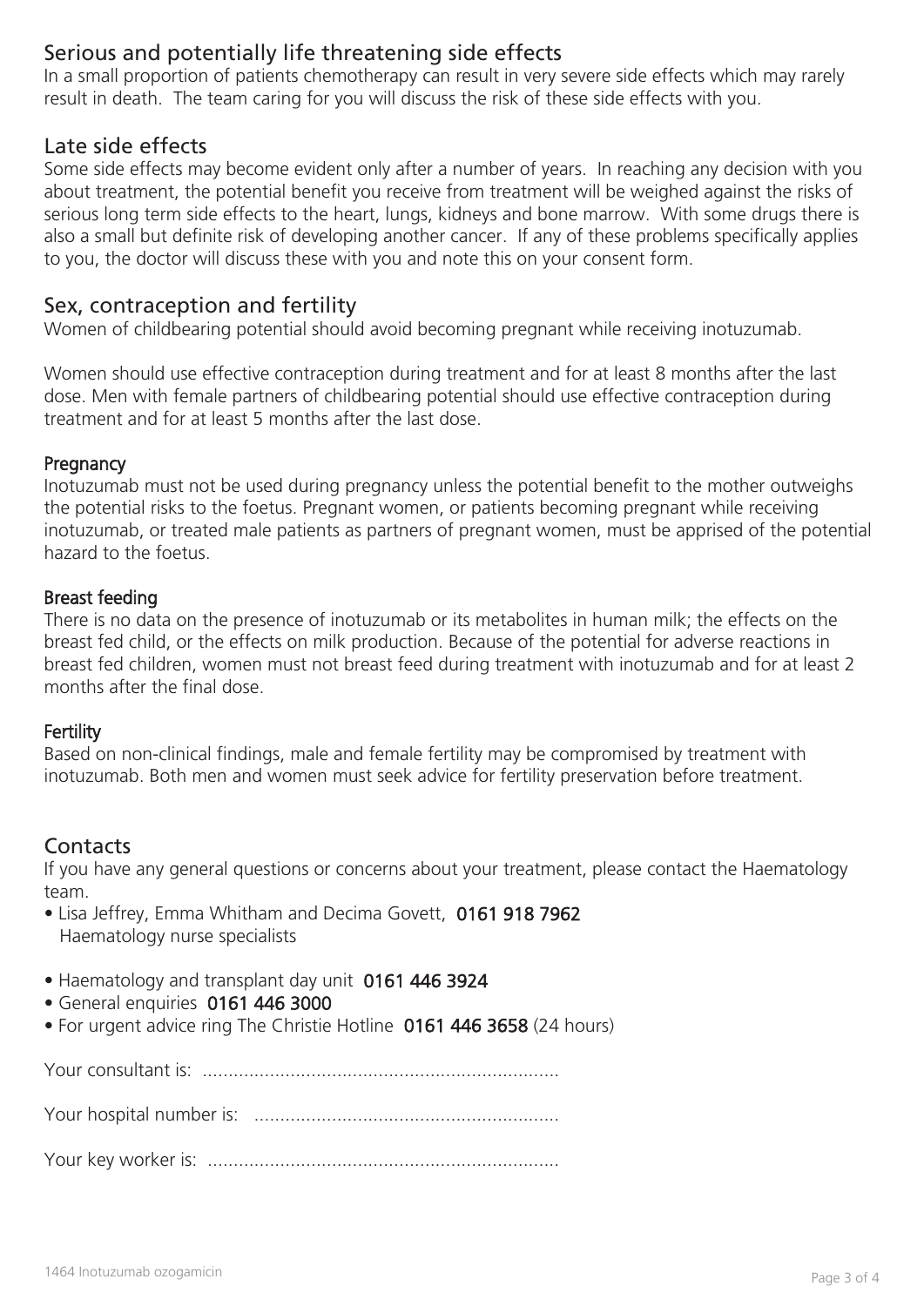## Serious and potentially life threatening side effects

In a small proportion of patients chemotherapy can result in very severe side effects which may rarely result in death. The team caring for you will discuss the risk of these side effects with you.

## Late side effects

Some side effects may become evident only after a number of years. In reaching any decision with you about treatment, the potential benefit you receive from treatment will be weighed against the risks of serious long term side effects to the heart, lungs, kidneys and bone marrow. With some drugs there is also a small but definite risk of developing another cancer. If any of these problems specifically applies to you, the doctor will discuss these with you and note this on your consent form.

## Sex, contraception and fertility

Women of childbearing potential should avoid becoming pregnant while receiving inotuzumab.

Women should use effective contraception during treatment and for at least 8 months after the last dose. Men with female partners of childbearing potential should use effective contraception during treatment and for at least 5 months after the last dose.

### Pregnancy

Inotuzumab must not be used during pregnancy unless the potential benefit to the mother outweighs the potential risks to the foetus. Pregnant women, or patients becoming pregnant while receiving inotuzumab, or treated male patients as partners of pregnant women, must be apprised of the potential hazard to the foetus.

### Breast feeding

There is no data on the presence of inotuzumab or its metabolites in human milk; the effects on the breast fed child, or the effects on milk production. Because of the potential for adverse reactions in breast fed children, women must not breast feed during treatment with inotuzumab and for at least 2 months after the final dose.

### Fertility

Based on non-clinical findings, male and female fertility may be compromised by treatment with inotuzumab. Both men and women must seek advice for fertility preservation before treatment.

## Contacts

If you have any general questions or concerns about your treatment, please contact the Haematology team.

- Lisa Jeffrey, Emma Whitham and Decima Govett, **0161 918 7962**
  Haematology nurse specialists

- Haematology and transplant day unit **0161 446 3924**
- General enquiries **0161 446 3000**
- For urgent advice ring The Christie Hotline **0161 446 3658** (24 hours)

Your consultant is: ....................................................................

Your hospital number is: ...........................................................

Your key worker is: ....................................................................

1464 Inotuzumab ozogamicin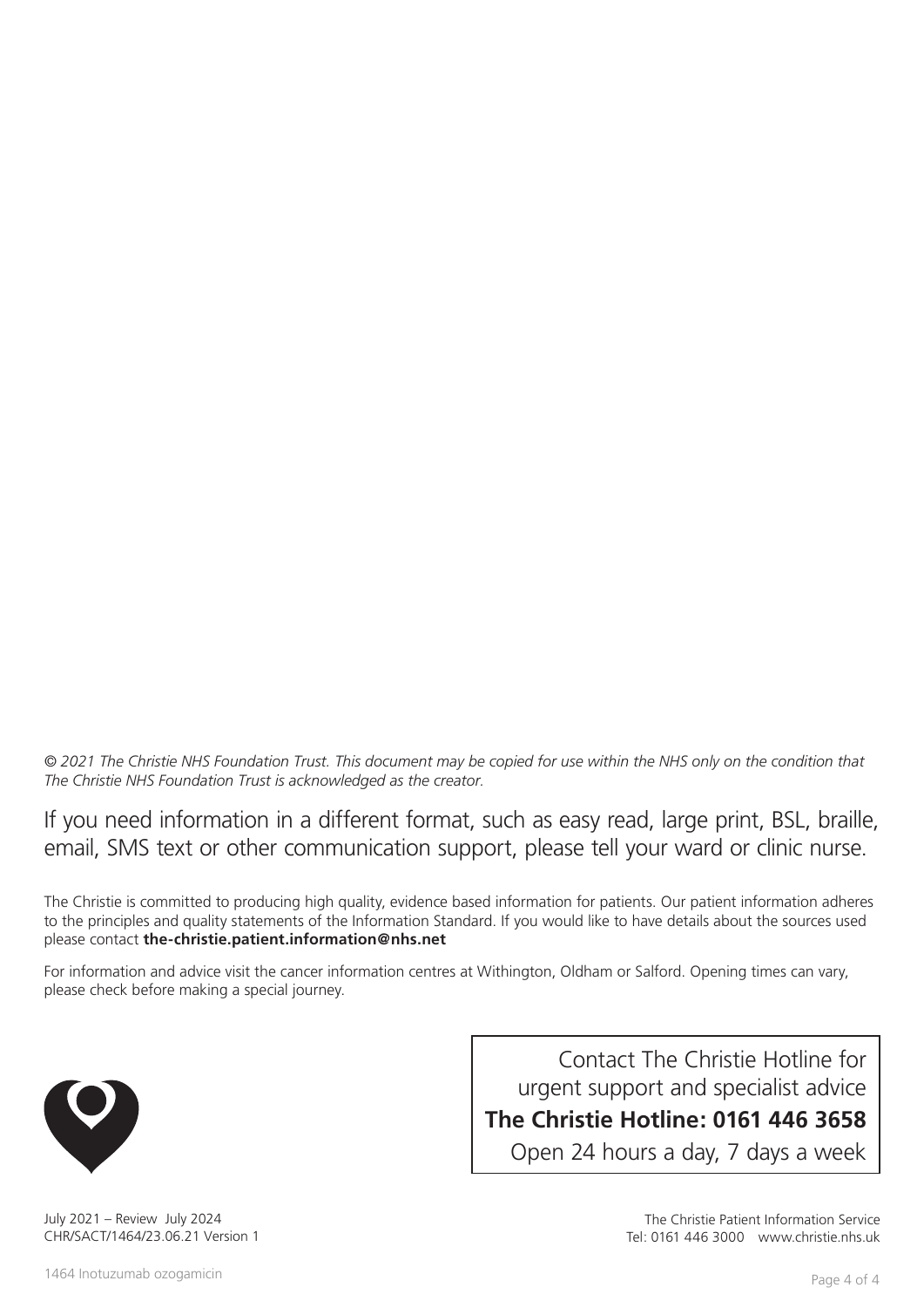*© 2021 The Christie NHS Foundation Trust. This document may be copied for use within the NHS only on the condition that The Christie NHS Foundation Trust is acknowledged as the creator.*

If you need information in a different format, such as easy read, large print, BSL, braille, email, SMS text or other communication support, please tell your ward or clinic nurse.

The Christie is committed to producing high quality, evidence based information for patients. Our patient information adheres to the principles and quality statements of the Information Standard. If you would like to have details about the sources used please contact **the-christie.patient.information@nhs.net**

For information and advice visit the cancer information centres at Withington, Oldham or Salford. Opening times can vary, please check before making a special journey.

Contact The Christie Hotline for urgent support and specialist advice

**The Christie Hotline: 0161 446 3658**

Open 24 hours a day, 7 days a week

July 2021 – Review July 2024
CHR/SACT/1464/23.06.21 Version 1

The Christie Patient Information Service
Tel: 0161 446 3000 www.christie.nhs.uk

1464 Inotuzumab ozogamicin